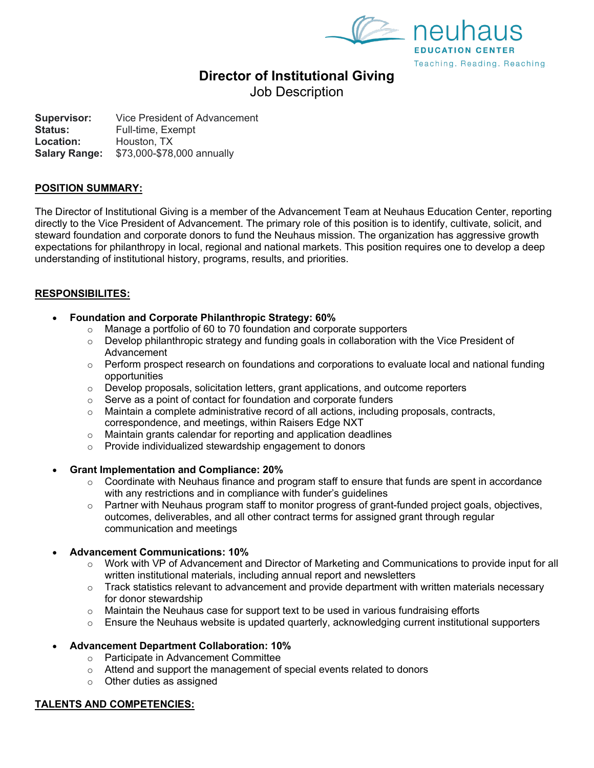neuhaus
EDUCATION CENTER
Teaching. Reading. Reaching

# Director of Institutional Giving

Job Description

**Supervisor:** Vice President of Advancement
**Status:** Full-time, Exempt
**Location:** Houston, TX
**Salary Range:** $73,000-$78,000 annually

## POSITION SUMMARY:

The Director of Institutional Giving is a member of the Advancement Team at Neuhaus Education Center, reporting directly to the Vice President of Advancement. The primary role of this position is to identify, cultivate, solicit, and steward foundation and corporate donors to fund the Neuhaus mission. The organization has aggressive growth expectations for philanthropy in local, regional and national markets. This position requires one to develop a deep understanding of institutional history, programs, results, and priorities.

## RESPONSIBILITES:

- **Foundation and Corporate Philanthropic Strategy: 60%**
  - Manage a portfolio of 60 to 70 foundation and corporate supporters
  - Develop philanthropic strategy and funding goals in collaboration with the Vice President of Advancement
  - Perform prospect research on foundations and corporations to evaluate local and national funding opportunities
  - Develop proposals, solicitation letters, grant applications, and outcome reporters
  - Serve as a point of contact for foundation and corporate funders
  - Maintain a complete administrative record of all actions, including proposals, contracts, correspondence, and meetings, within Raisers Edge NXT
  - Maintain grants calendar for reporting and application deadlines
  - Provide individualized stewardship engagement to donors

- **Grant Implementation and Compliance: 20%**
  - Coordinate with Neuhaus finance and program staff to ensure that funds are spent in accordance with any restrictions and in compliance with funder's guidelines
  - Partner with Neuhaus program staff to monitor progress of grant-funded project goals, objectives, outcomes, deliverables, and all other contract terms for assigned grant through regular communication and meetings

- **Advancement Communications: 10%**
  - Work with VP of Advancement and Director of Marketing and Communications to provide input for all written institutional materials, including annual report and newsletters
  - Track statistics relevant to advancement and provide department with written materials necessary for donor stewardship
  - Maintain the Neuhaus case for support text to be used in various fundraising efforts
  - Ensure the Neuhaus website is updated quarterly, acknowledging current institutional supporters

- **Advancement Department Collaboration: 10%**
  - Participate in Advancement Committee
  - Attend and support the management of special events related to donors
  - Other duties as assigned

## TALENTS AND COMPETENCIES: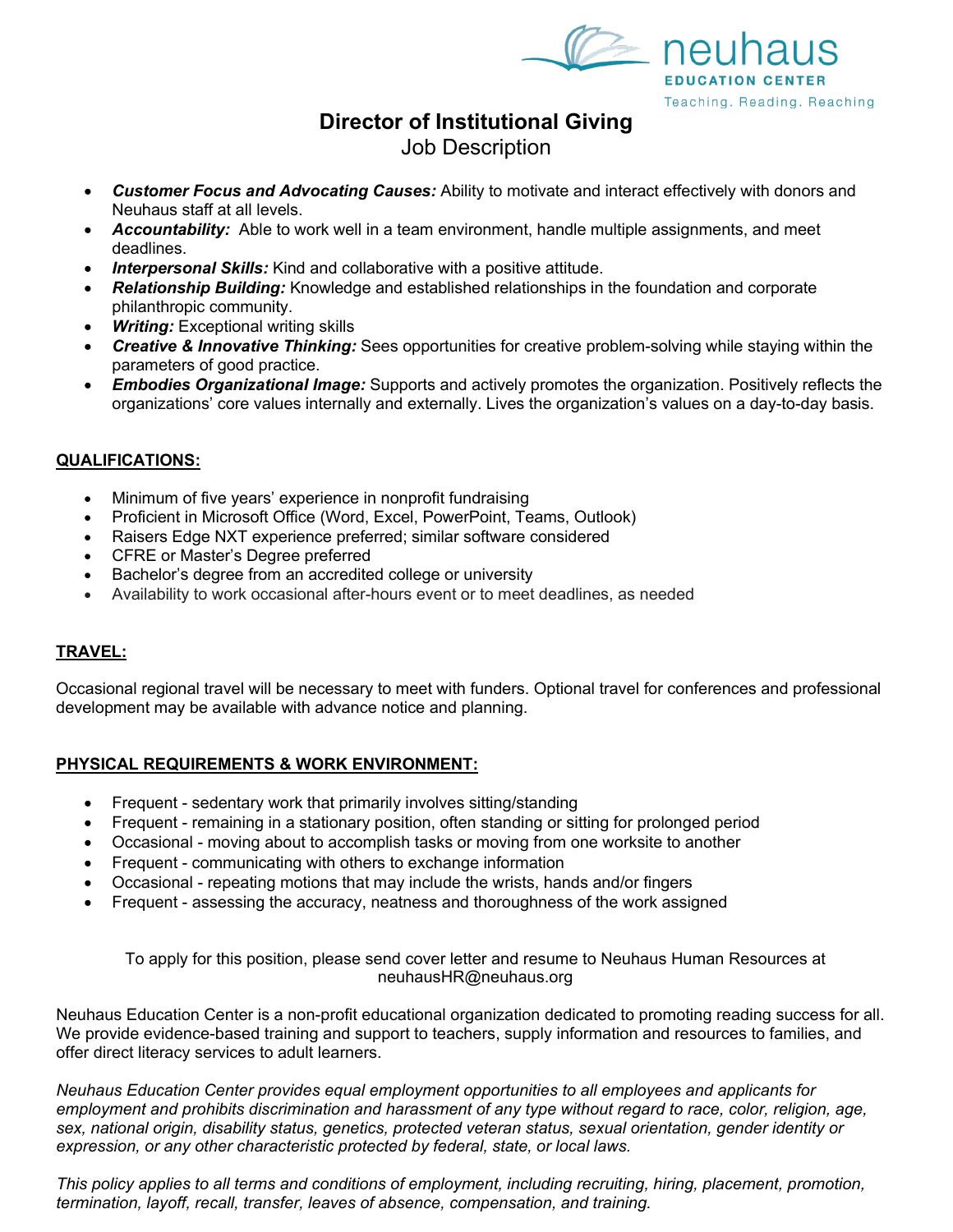# Director of Institutional Giving

Job Description

- ***Customer Focus and Advocating Causes:*** Ability to motivate and interact effectively with donors and Neuhaus staff at all levels.
- ***Accountability:*** Able to work well in a team environment, handle multiple assignments, and meet deadlines.
- ***Interpersonal Skills:*** Kind and collaborative with a positive attitude.
- ***Relationship Building:*** Knowledge and established relationships in the foundation and corporate philanthropic community.
- ***Writing:*** Exceptional writing skills
- ***Creative & Innovative Thinking:*** Sees opportunities for creative problem-solving while staying within the parameters of good practice.
- ***Embodies Organizational Image:*** Supports and actively promotes the organization. Positively reflects the organizations' core values internally and externally. Lives the organization's values on a day-to-day basis.

## QUALIFICATIONS:

- Minimum of five years' experience in nonprofit fundraising
- Proficient in Microsoft Office (Word, Excel, PowerPoint, Teams, Outlook)
- Raisers Edge NXT experience preferred; similar software considered
- CFRE or Master's Degree preferred
- Bachelor's degree from an accredited college or university
- Availability to work occasional after-hours event or to meet deadlines, as needed

## TRAVEL:

Occasional regional travel will be necessary to meet with funders. Optional travel for conferences and professional development may be available with advance notice and planning.

## PHYSICAL REQUIREMENTS & WORK ENVIRONMENT:

- Frequent - sedentary work that primarily involves sitting/standing
- Frequent - remaining in a stationary position, often standing or sitting for prolonged period
- Occasional - moving about to accomplish tasks or moving from one worksite to another
- Frequent - communicating with others to exchange information
- Occasional - repeating motions that may include the wrists, hands and/or fingers
- Frequent - assessing the accuracy, neatness and thoroughness of the work assigned

To apply for this position, please send cover letter and resume to Neuhaus Human Resources at neuhausHR@neuhaus.org

Neuhaus Education Center is a non-profit educational organization dedicated to promoting reading success for all. We provide evidence-based training and support to teachers, supply information and resources to families, and offer direct literacy services to adult learners.

*Neuhaus Education Center provides equal employment opportunities to all employees and applicants for employment and prohibits discrimination and harassment of any type without regard to race, color, religion, age, sex, national origin, disability status, genetics, protected veteran status, sexual orientation, gender identity or expression, or any other characteristic protected by federal, state, or local laws.*

*This policy applies to all terms and conditions of employment, including recruiting, hiring, placement, promotion, termination, layoff, recall, transfer, leaves of absence, compensation, and training.*